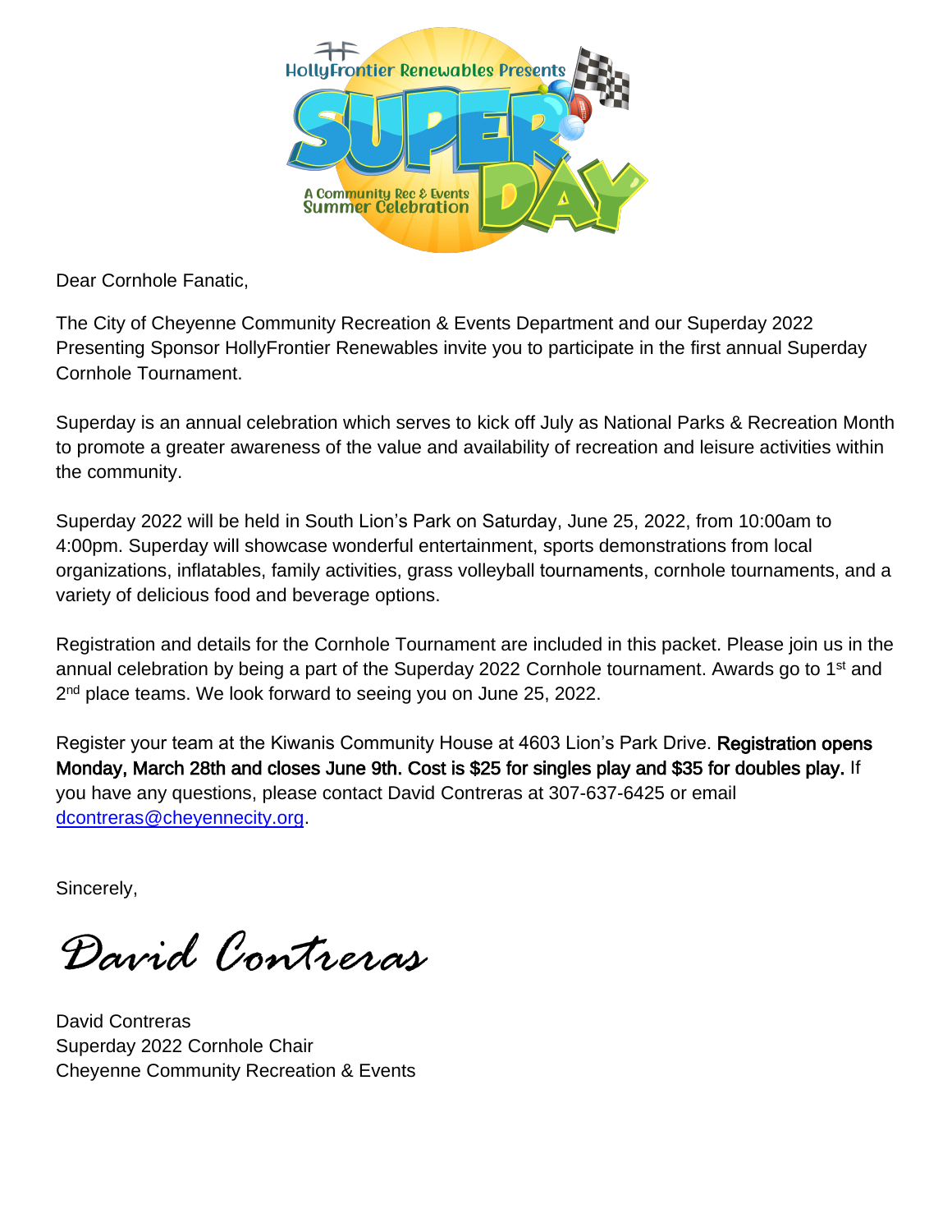HollyFrontier Renewables Presents SUPER DAY

A Community Rec & Events Summer Celebration

Dear Cornhole Fanatic,

The City of Cheyenne Community Recreation & Events Department and our Superday 2022 Presenting Sponsor HollyFrontier Renewables invite you to participate in the first annual Superday Cornhole Tournament.

Superday is an annual celebration which serves to kick off July as National Parks & Recreation Month to promote a greater awareness of the value and availability of recreation and leisure activities within the community.

Superday 2022 will be held in South Lion's Park on Saturday, June 25, 2022, from 10:00am to 4:00pm. Superday will showcase wonderful entertainment, sports demonstrations from local organizations, inflatables, family activities, grass volleyball tournaments, cornhole tournaments, and a variety of delicious food and beverage options.

Registration and details for the Cornhole Tournament are included in this packet. Please join us in the annual celebration by being a part of the Superday 2022 Cornhole tournament. Awards go to 1st and 2nd place teams. We look forward to seeing you on June 25, 2022.

Register your team at the Kiwanis Community House at 4603 Lion's Park Drive. **Registration opens Monday, March 28th and closes June 9th. Cost is $25 for singles play and $35 for doubles play.** If you have any questions, please contact David Contreras at 307-637-6425 or email dcontreras@cheyennecity.org.

Sincerely,

*David Contreras*

David Contreras
Superday 2022 Cornhole Chair
Cheyenne Community Recreation & Events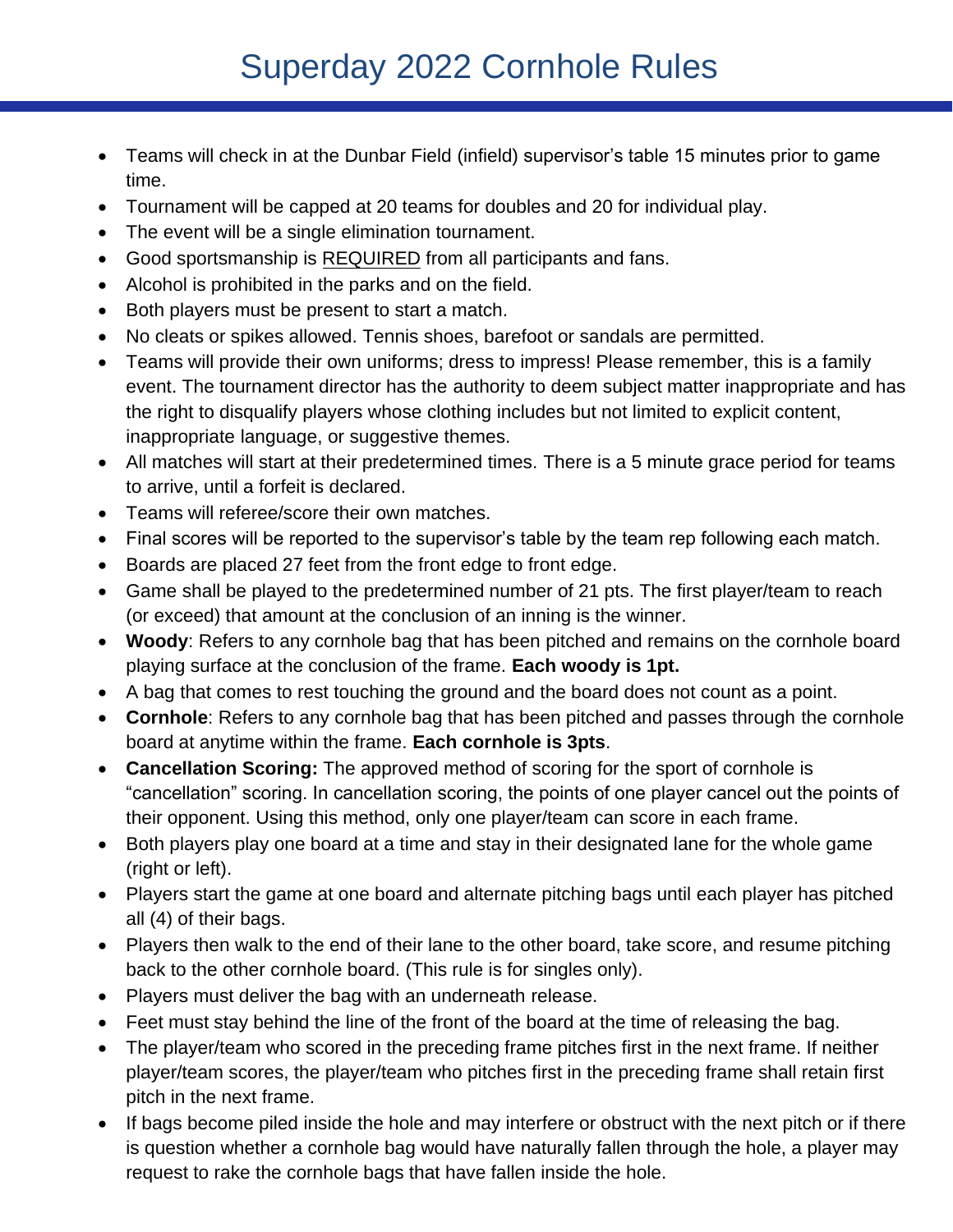# Superday 2022 Cornhole Rules

- Teams will check in at the Dunbar Field (infield) supervisor's table 15 minutes prior to game time.
- Tournament will be capped at 20 teams for doubles and 20 for individual play.
- The event will be a single elimination tournament.
- Good sportsmanship is <u>REQUIRED</u> from all participants and fans.
- Alcohol is prohibited in the parks and on the field.
- Both players must be present to start a match.
- No cleats or spikes allowed. Tennis shoes, barefoot or sandals are permitted.
- Teams will provide their own uniforms; dress to impress! Please remember, this is a family event. The tournament director has the authority to deem subject matter inappropriate and has the right to disqualify players whose clothing includes but not limited to explicit content, inappropriate language, or suggestive themes.
- All matches will start at their predetermined times. There is a 5 minute grace period for teams to arrive, until a forfeit is declared.
- Teams will referee/score their own matches.
- Final scores will be reported to the supervisor's table by the team rep following each match.
- Boards are placed 27 feet from the front edge to front edge.
- Game shall be played to the predetermined number of 21 pts. The first player/team to reach (or exceed) that amount at the conclusion of an inning is the winner.
- **Woody**: Refers to any cornhole bag that has been pitched and remains on the cornhole board playing surface at the conclusion of the frame. **Each woody is 1pt.**
- A bag that comes to rest touching the ground and the board does not count as a point.
- **Cornhole**: Refers to any cornhole bag that has been pitched and passes through the cornhole board at anytime within the frame. **Each cornhole is 3pts**.
- **Cancellation Scoring:** The approved method of scoring for the sport of cornhole is "cancellation" scoring. In cancellation scoring, the points of one player cancel out the points of their opponent. Using this method, only one player/team can score in each frame.
- Both players play one board at a time and stay in their designated lane for the whole game (right or left).
- Players start the game at one board and alternate pitching bags until each player has pitched all (4) of their bags.
- Players then walk to the end of their lane to the other board, take score, and resume pitching back to the other cornhole board. (This rule is for singles only).
- Players must deliver the bag with an underneath release.
- Feet must stay behind the line of the front of the board at the time of releasing the bag.
- The player/team who scored in the preceding frame pitches first in the next frame. If neither player/team scores, the player/team who pitches first in the preceding frame shall retain first pitch in the next frame.
- If bags become piled inside the hole and may interfere or obstruct with the next pitch or if there is question whether a cornhole bag would have naturally fallen through the hole, a player may request to rake the cornhole bags that have fallen inside the hole.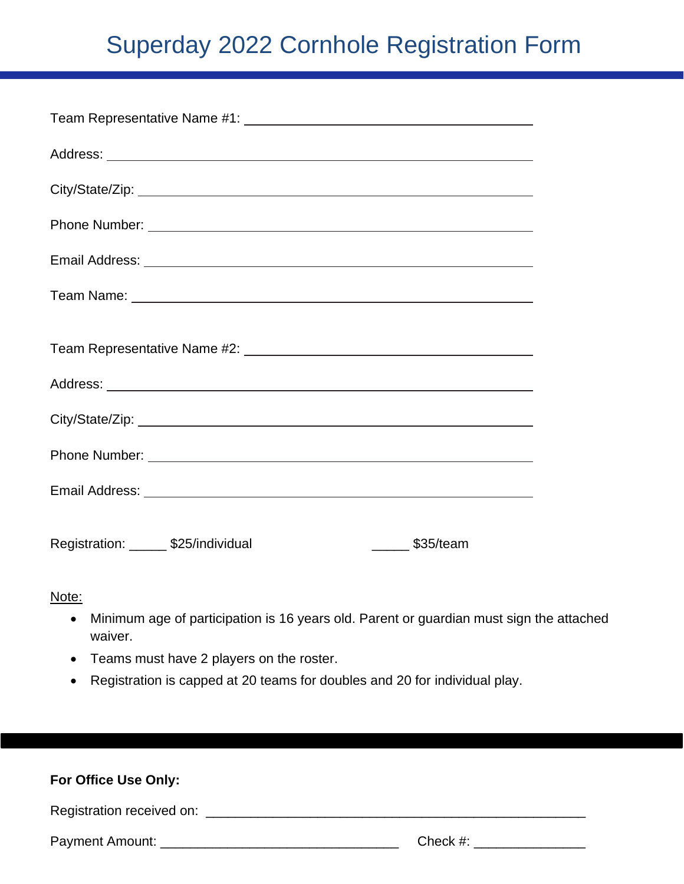# Superday 2022 Cornhole Registration Form

Team Representative Name #1: ________________________________________

Address: ________________________________________

City/State/Zip: ________________________________________

Phone Number: ________________________________________

Email Address: ________________________________________

Team Name: ________________________________________

Team Representative Name #2: ________________________________________

Address: ________________________________________

City/State/Zip: ________________________________________

Phone Number: ________________________________________

Email Address: ________________________________________

Registration: _____ $25/individual _____ $35/team

Note:

- Minimum age of participation is 16 years old. Parent or guardian must sign the attached waiver.
- Teams must have 2 players on the roster.
- Registration is capped at 20 teams for doubles and 20 for individual play.

---

**For Office Use Only:**

Registration received on: ________________________________________

Payment Amount: ________________________________ Check #: _______________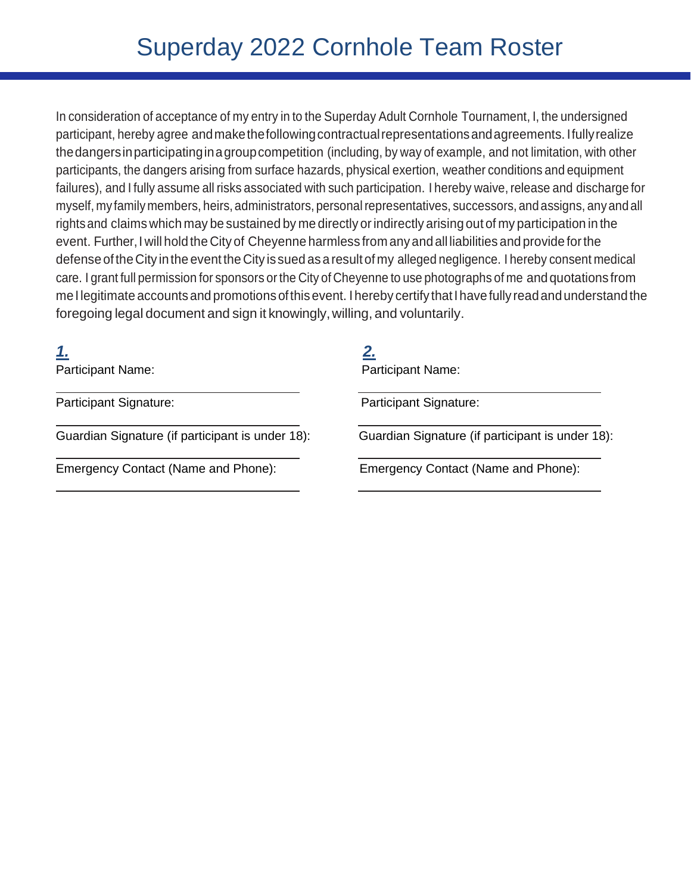# Superday 2022 Cornhole Team Roster

In consideration of acceptance of my entry in to the Superday Adult Cornhole Tournament, I, the undersigned participant, hereby agree and make the following contractual representations and agreements. I fully realize the dangers in participating in a group competition (including, by way of example, and not limitation, with other participants, the dangers arising from surface hazards, physical exertion, weather conditions and equipment failures), and I fully assume all risks associated with such participation. I hereby waive, release and discharge for myself, my family members, heirs, administrators, personal representatives, successors, and assigns, any and all rights and claims which may be sustained by me directly or indirectly arising out of my participation in the event. Further, I will hold the City of Cheyenne harmless from any and all liabilities and provide for the defense of the City in the event the City is sued as a result of my alleged negligence. I hereby consent medical care. I grant full permission for sponsors or the City of Cheyenne to use photographs of me and quotations from me I legitimate accounts and promotions of this event. I hereby certify that I have fully read and understand the foregoing legal document and sign it knowingly, willing, and voluntarily.

***1.***

Participant Name: ______________________________

Participant Signature: ______________________________

Guardian Signature (if participant is under 18): ______________________________

Emergency Contact (Name and Phone): ______________________________

***2.***

Participant Name: ______________________________

Participant Signature: ______________________________

Guardian Signature (if participant is under 18): ______________________________

Emergency Contact (Name and Phone): ______________________________